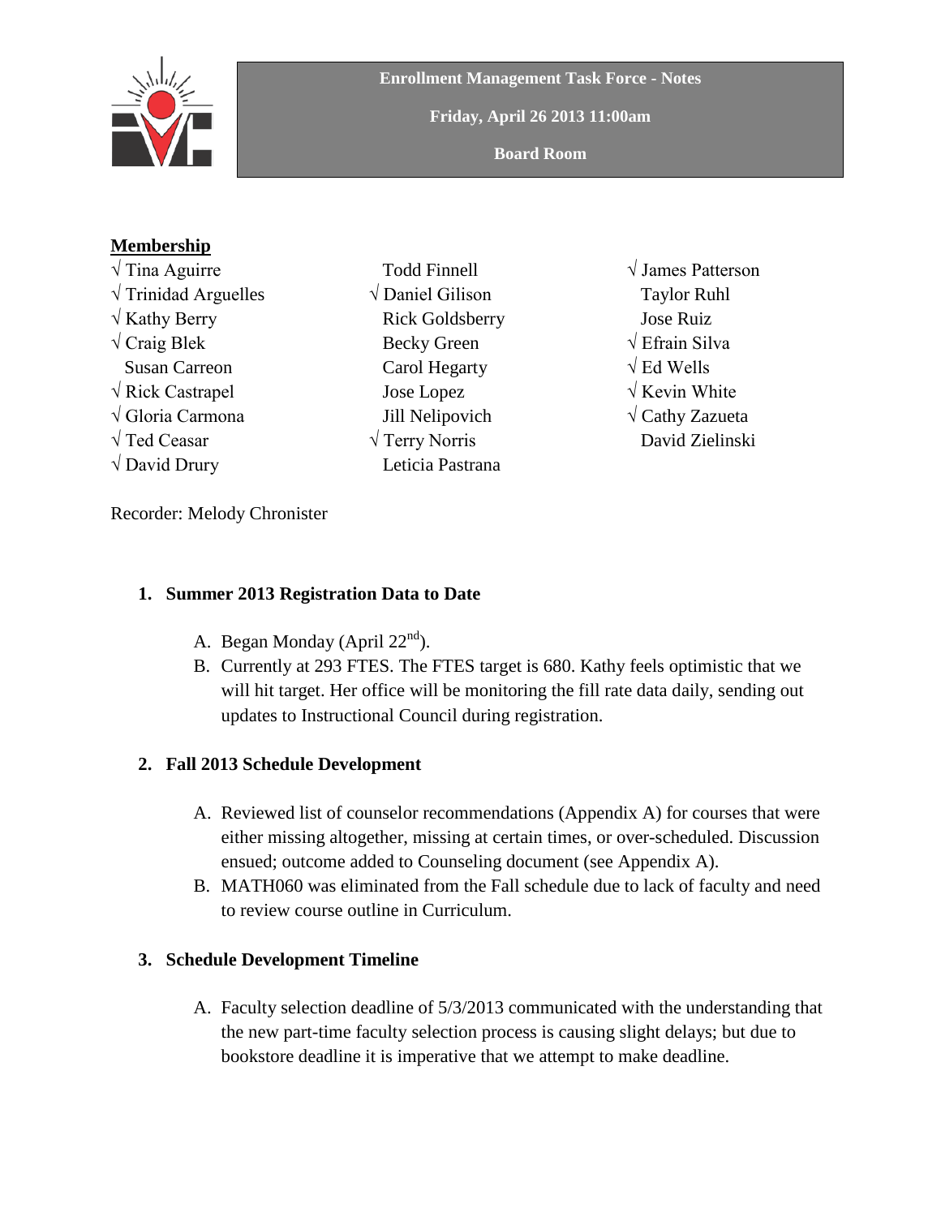**Enrollment Management Task Force - Notes**

**Friday, April 26 2013 11:00am**

**Board Room**

**Membership**

| | | |
|---|---|---|
| √ Tina Aguirre | Todd Finnell | √ James Patterson |
| √ Trinidad Arguelles | √ Daniel Gilison | Taylor Ruhl |
| √ Kathy Berry | Rick Goldsberry | Jose Ruiz |
| √ Craig Blek | Becky Green | √ Efrain Silva |
| Susan Carreon | Carol Hegarty | √ Ed Wells |
| √ Rick Castrapel | Jose Lopez | √ Kevin White |
| √ Gloria Carmona | Jill Nelipovich | √ Cathy Zazueta |
| √ Ted Ceasar | √ Terry Norris | David Zielinski |
| √ David Drury | Leticia Pastrana | |

Recorder: Melody Chronister

1. **Summer 2013 Registration Data to Date**
   - A. Began Monday (April 22nd).
   - B. Currently at 293 FTES. The FTES target is 680. Kathy feels optimistic that we will hit target. Her office will be monitoring the fill rate data daily, sending out updates to Instructional Council during registration.

2. **Fall 2013 Schedule Development**
   - A. Reviewed list of counselor recommendations (Appendix A) for courses that were either missing altogether, missing at certain times, or over-scheduled. Discussion ensued; outcome added to Counseling document (see Appendix A).
   - B. MATH060 was eliminated from the Fall schedule due to lack of faculty and need to review course outline in Curriculum.

3. **Schedule Development Timeline**
   - A. Faculty selection deadline of 5/3/2013 communicated with the understanding that the new part-time faculty selection process is causing slight delays; but due to bookstore deadline it is imperative that we attempt to make deadline.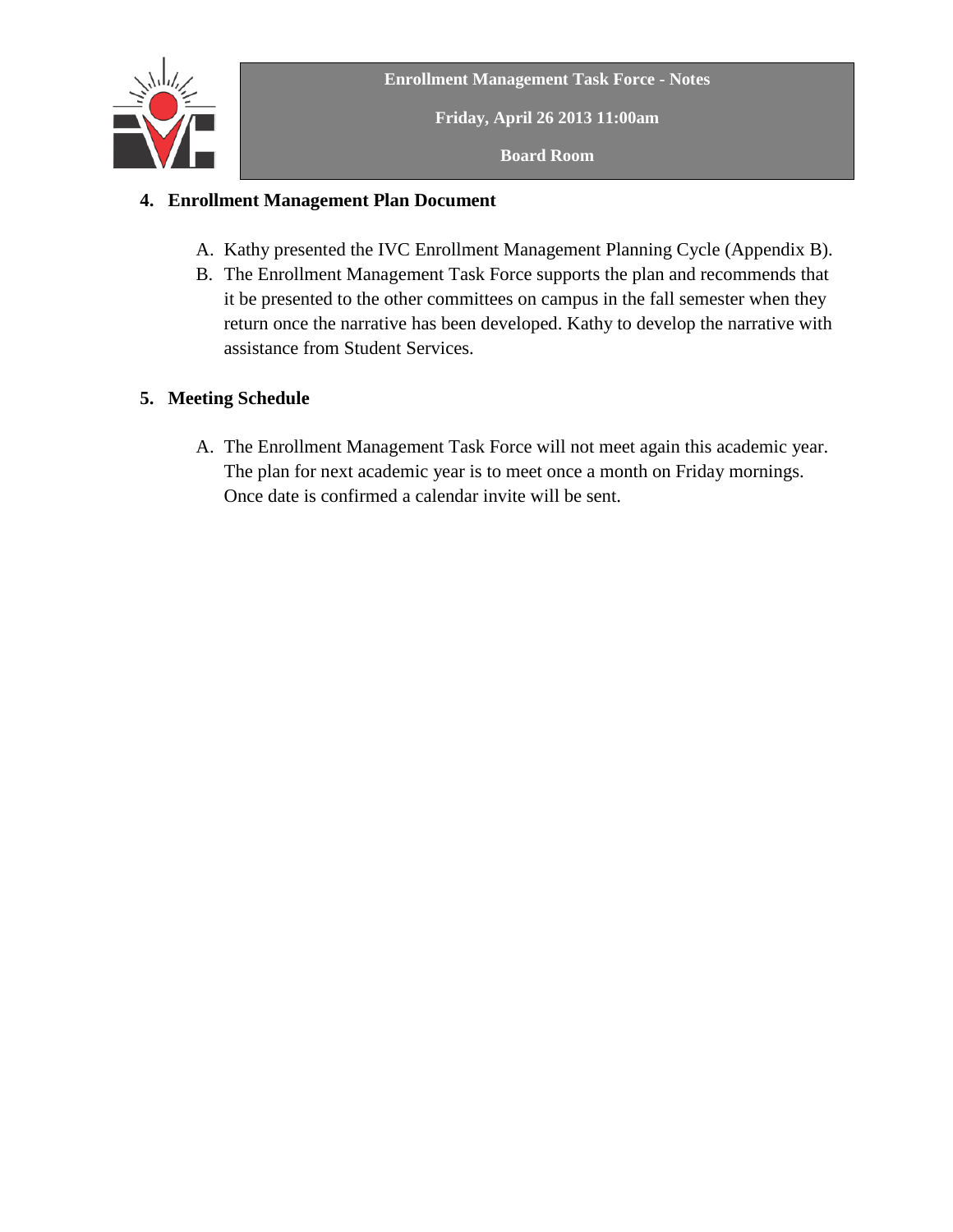## 4. Enrollment Management Plan Document

A. Kathy presented the IVC Enrollment Management Planning Cycle (Appendix B).
B. The Enrollment Management Task Force supports the plan and recommends that it be presented to the other committees on campus in the fall semester when they return once the narrative has been developed. Kathy to develop the narrative with assistance from Student Services.

## 5. Meeting Schedule

A. The Enrollment Management Task Force will not meet again this academic year. The plan for next academic year is to meet once a month on Friday mornings. Once date is confirmed a calendar invite will be sent.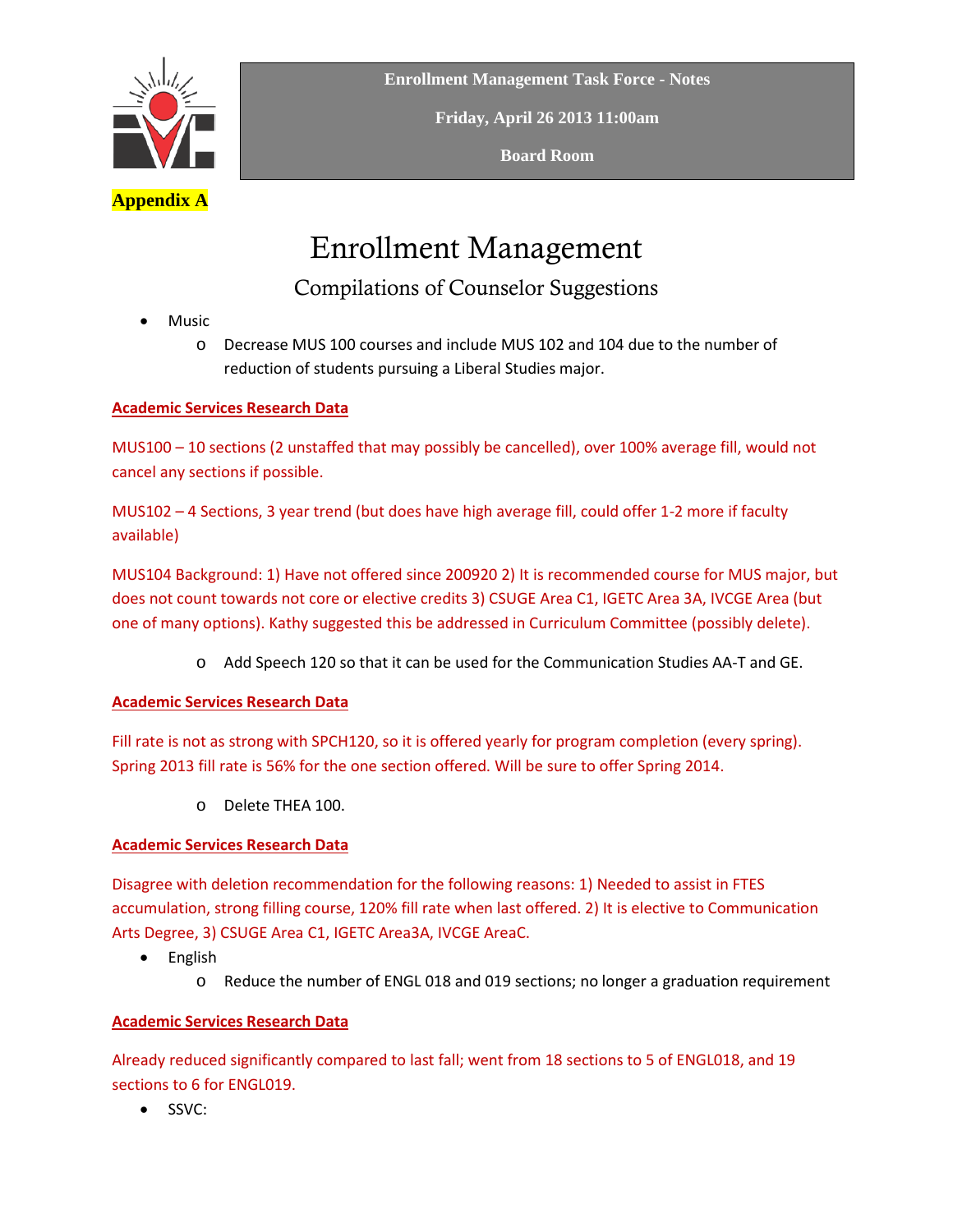**Enrollment Management Task Force - Notes**

**Friday, April 26 2013 11:00am**

**Board Room**

**Appendix A**

# Enrollment Management

## Compilations of Counselor Suggestions

- Music
  - Decrease MUS 100 courses and include MUS 102 and 104 due to the number of reduction of students pursuing a Liberal Studies major.

**Academic Services Research Data**

MUS100 – 10 sections (2 unstaffed that may possibly be cancelled), over 100% average fill, would not cancel any sections if possible.

MUS102 – 4 Sections, 3 year trend (but does have high average fill, could offer 1-2 more if faculty available)

MUS104 Background: 1) Have not offered since 200920 2) It is recommended course for MUS major, but does not count towards not core or elective credits 3) CSUGE Area C1, IGETC Area 3A, IVCGE Area (but one of many options). Kathy suggested this be addressed in Curriculum Committee (possibly delete).

  - Add Speech 120 so that it can be used for the Communication Studies AA-T and GE.

**Academic Services Research Data**

Fill rate is not as strong with SPCH120, so it is offered yearly for program completion (every spring). Spring 2013 fill rate is 56% for the one section offered. Will be sure to offer Spring 2014.

  - Delete THEA 100.

**Academic Services Research Data**

Disagree with deletion recommendation for the following reasons: 1) Needed to assist in FTES accumulation, strong filling course, 120% fill rate when last offered. 2) It is elective to Communication Arts Degree, 3) CSUGE Area C1, IGETC Area3A, IVCGE AreaC.

- English
  - Reduce the number of ENGL 018 and 019 sections; no longer a graduation requirement

**Academic Services Research Data**

Already reduced significantly compared to last fall; went from 18 sections to 5 of ENGL018, and 19 sections to 6 for ENGL019.

- SSVC: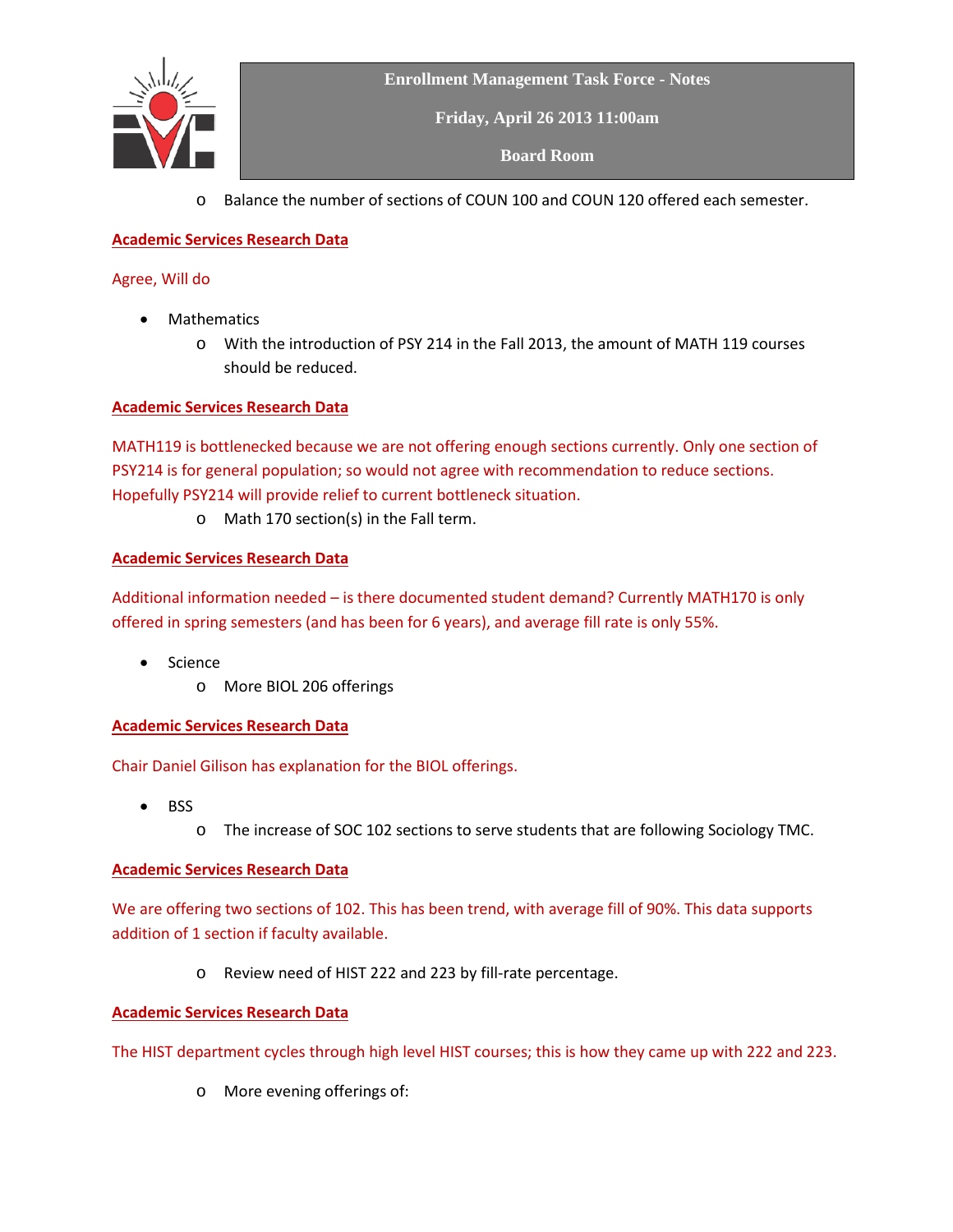- Balance the number of sections of COUN 100 and COUN 120 offered each semester.

**Academic Services Research Data**

Agree, Will do

- Mathematics
  - With the introduction of PSY 214 in the Fall 2013, the amount of MATH 119 courses should be reduced.

**Academic Services Research Data**

MATH119 is bottlenecked because we are not offering enough sections currently. Only one section of PSY214 is for general population; so would not agree with recommendation to reduce sections. Hopefully PSY214 will provide relief to current bottleneck situation.

  - Math 170 section(s) in the Fall term.

**Academic Services Research Data**

Additional information needed – is there documented student demand? Currently MATH170 is only offered in spring semesters (and has been for 6 years), and average fill rate is only 55%.

- Science
  - More BIOL 206 offerings

**Academic Services Research Data**

Chair Daniel Gilison has explanation for the BIOL offerings.

- BSS
  - The increase of SOC 102 sections to serve students that are following Sociology TMC.

**Academic Services Research Data**

We are offering two sections of 102. This has been trend, with average fill of 90%. This data supports addition of 1 section if faculty available.

  - Review need of HIST 222 and 223 by fill-rate percentage.

**Academic Services Research Data**

The HIST department cycles through high level HIST courses; this is how they came up with 222 and 223.

  - More evening offerings of: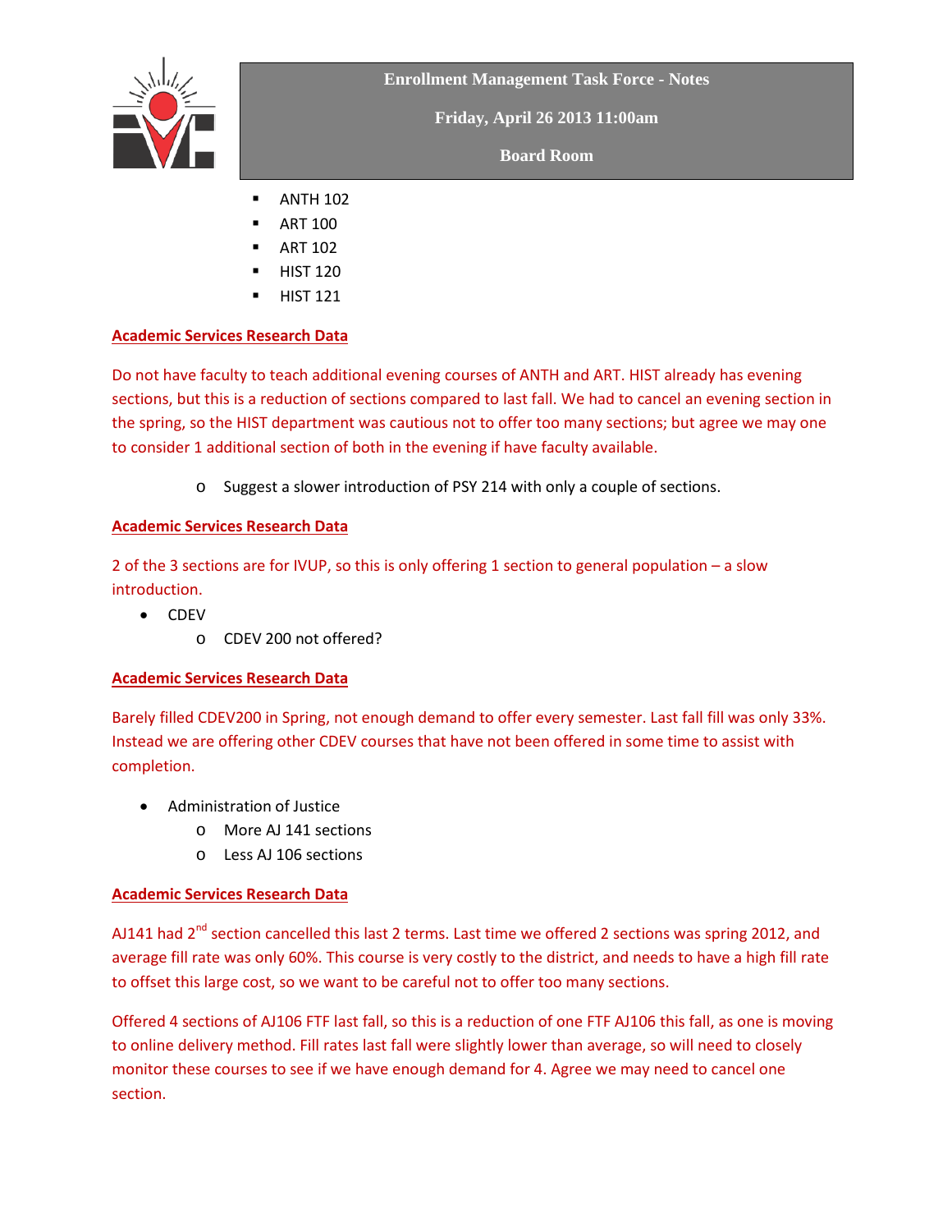- ANTH 102
- ART 100
- ART 102
- HIST 120
- HIST 121

**Academic Services Research Data**

Do not have faculty to teach additional evening courses of ANTH and ART. HIST already has evening sections, but this is a reduction of sections compared to last fall. We had to cancel an evening section in the spring, so the HIST department was cautious not to offer too many sections; but agree we may one to consider 1 additional section of both in the evening if have faculty available.

  - Suggest a slower introduction of PSY 214 with only a couple of sections.

**Academic Services Research Data**

2 of the 3 sections are for IVUP, so this is only offering 1 section to general population – a slow introduction.

- CDEV
  - CDEV 200 not offered?

**Academic Services Research Data**

Barely filled CDEV200 in Spring, not enough demand to offer every semester. Last fall fill was only 33%. Instead we are offering other CDEV courses that have not been offered in some time to assist with completion.

- Administration of Justice
  - More AJ 141 sections
  - Less AJ 106 sections

**Academic Services Research Data**

AJ141 had 2nd section cancelled this last 2 terms. Last time we offered 2 sections was spring 2012, and average fill rate was only 60%. This course is very costly to the district, and needs to have a high fill rate to offset this large cost, so we want to be careful not to offer too many sections.

Offered 4 sections of AJ106 FTF last fall, so this is a reduction of one FTF AJ106 this fall, as one is moving to online delivery method. Fill rates last fall were slightly lower than average, so will need to closely monitor these courses to see if we have enough demand for 4. Agree we may need to cancel one section.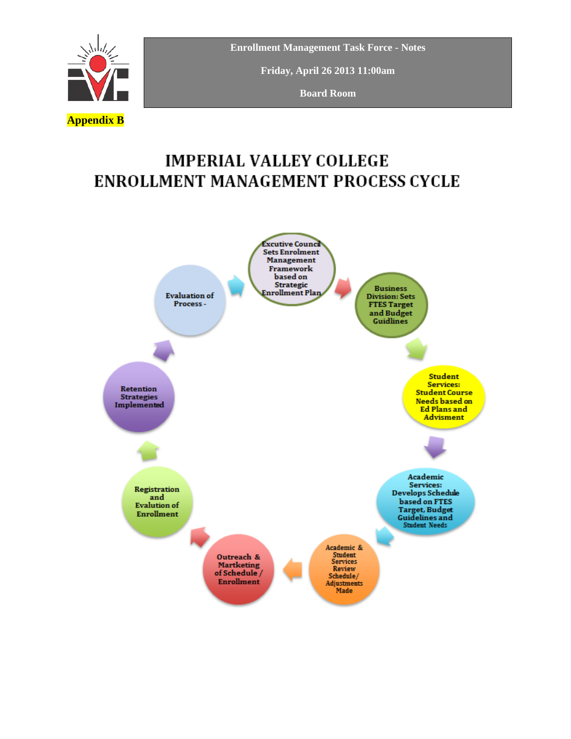**Enrollment Management Task Force - Notes**

**Friday, April 26 2013 11:00am**

**Board Room**

**Appendix B**

# IMPERIAL VALLEY COLLEGE ENROLLMENT MANAGEMENT PROCESS CYCLE

- Excutive Council Sets Enrolment Management Framework based on Strategic Enrollment Plan
- Business Division: Sets FTES Target and Budget Guidlines
- Student Services: Student Course Needs based on Ed Plans and Advisment
- Academic Services: Develops Schedule based on FTES Target, Budget Guidelines and Student Needs
- Academic & Student Services Review Schedule/ Adjustments Made
- Outreach & Martketing of Schedule / Enrollment
- Registration and Evalution of Enrollment
- Retention Strategies Implemented
- Evaluation of Process -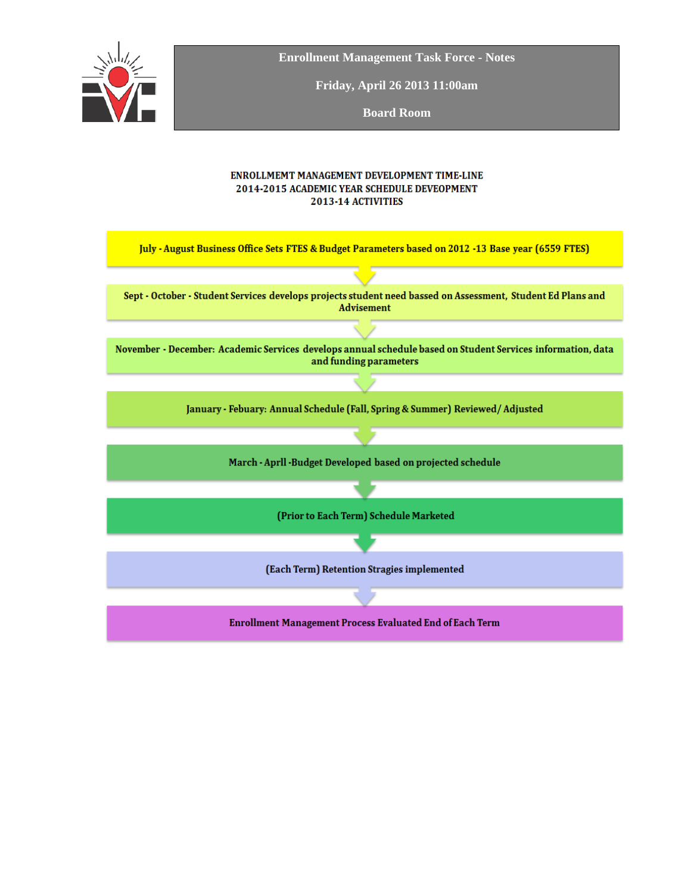**Enrollment Management Task Force - Notes**

**Friday, April 26 2013 11:00am**

**Board Room**

**ENROLLMEMT MANAGEMENT DEVELOPMENT TIME-LINE**
**2014-2015 ACADEMIC YEAR SCHEDULE DEVEOPMENT**
**2013-14 ACTIVITIES**

**July - August Business Office Sets FTES & Budget Parameters based on 2012 -13 Base year (6559 FTES)**

**Sept - October - Student Services develops projects student need bassed on Assessment, Student Ed Plans and Advisement**

**November - December: Academic Services develops annual schedule based on Student Services information, data and funding parameters**

**January - Febuary: Annual Schedule (Fall, Spring & Summer) Reviewed/ Adjusted**

**March - Aprll -Budget Developed based on projected schedule**

**(Prior to Each Term) Schedule Marketed**

**(Each Term) Retention Stragies implemented**

**Enrollment Management Process Evaluated End of Each Term**